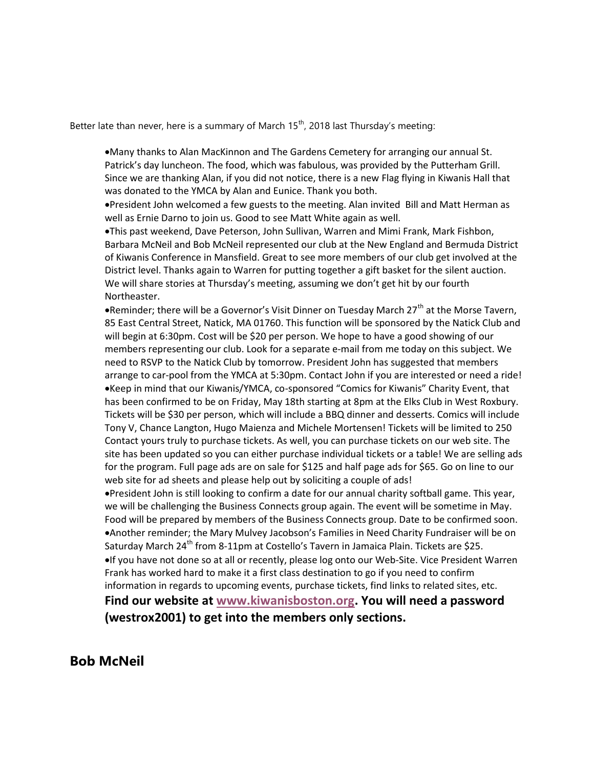Better late than never, here is a summary of March 15th, 2018 last Thursday's meeting:

- Many thanks to Alan MacKinnon and The Gardens Cemetery for arranging our annual St. Patrick's day luncheon. The food, which was fabulous, was provided by the Putterham Grill. Since we are thanking Alan, if you did not notice, there is a new Flag flying in Kiwanis Hall that was donated to the YMCA by Alan and Eunice. Thank you both.
- President John welcomed a few guests to the meeting. Alan invited Bill and Matt Herman as well as Ernie Darno to join us. Good to see Matt White again as well.
- This past weekend, Dave Peterson, John Sullivan, Warren and Mimi Frank, Mark Fishbon, Barbara McNeil and Bob McNeil represented our club at the New England and Bermuda District of Kiwanis Conference in Mansfield. Great to see more members of our club get involved at the District level. Thanks again to Warren for putting together a gift basket for the silent auction. We will share stories at Thursday's meeting, assuming we don't get hit by our fourth Northeaster.
- Reminder; there will be a Governor's Visit Dinner on Tuesday March 27th at the Morse Tavern, 85 East Central Street, Natick, MA 01760. This function will be sponsored by the Natick Club and will begin at 6:30pm. Cost will be $20 per person. We hope to have a good showing of our members representing our club. Look for a separate e-mail from me today on this subject. We need to RSVP to the Natick Club by tomorrow. President John has suggested that members arrange to car-pool from the YMCA at 5:30pm. Contact John if you are interested or need a ride!
- Keep in mind that our Kiwanis/YMCA, co-sponsored "Comics for Kiwanis" Charity Event, that has been confirmed to be on Friday, May 18th starting at 8pm at the Elks Club in West Roxbury. Tickets will be $30 per person, which will include a BBQ dinner and desserts. Comics will include Tony V, Chance Langton, Hugo Maienza and Michele Mortensen! Tickets will be limited to 250 Contact yours truly to purchase tickets. As well, you can purchase tickets on our web site. The site has been updated so you can either purchase individual tickets or a table! We are selling ads for the program. Full page ads are on sale for $125 and half page ads for $65. Go on line to our web site for ad sheets and please help out by soliciting a couple of ads!
- President John is still looking to confirm a date for our annual charity softball game. This year, we will be challenging the Business Connects group again. The event will be sometime in May. Food will be prepared by members of the Business Connects group. Date to be confirmed soon.
- Another reminder; the Mary Mulvey Jacobson's Families in Need Charity Fundraiser will be on Saturday March 24th from 8-11pm at Costello's Tavern in Jamaica Plain. Tickets are $25.
- If you have not done so at all or recently, please log onto our Web-Site. Vice President Warren Frank has worked hard to make it a first class destination to go if you need to confirm information in regards to upcoming events, purchase tickets, find links to related sites, etc.

**Find our website at www.kiwanisboston.org. You will need a password (westrox2001) to get into the members only sections.**

**Bob McNeil**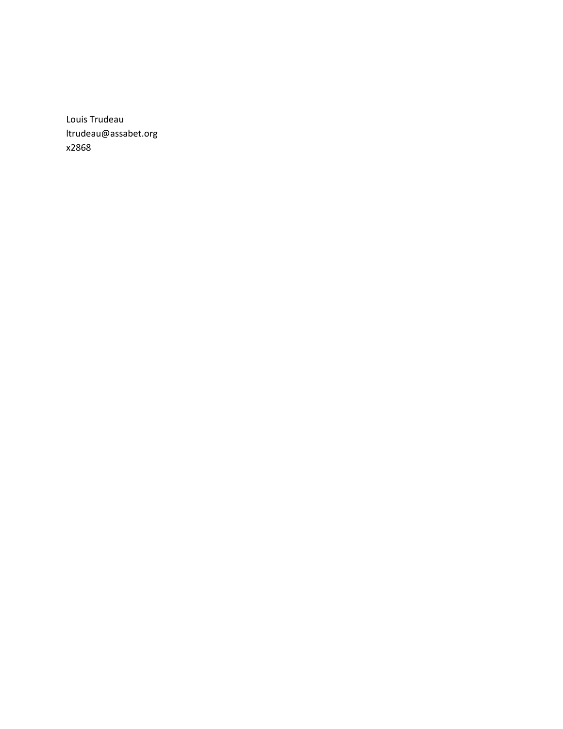Louis Trudeau
ltrudeau@assabet.org
x2868